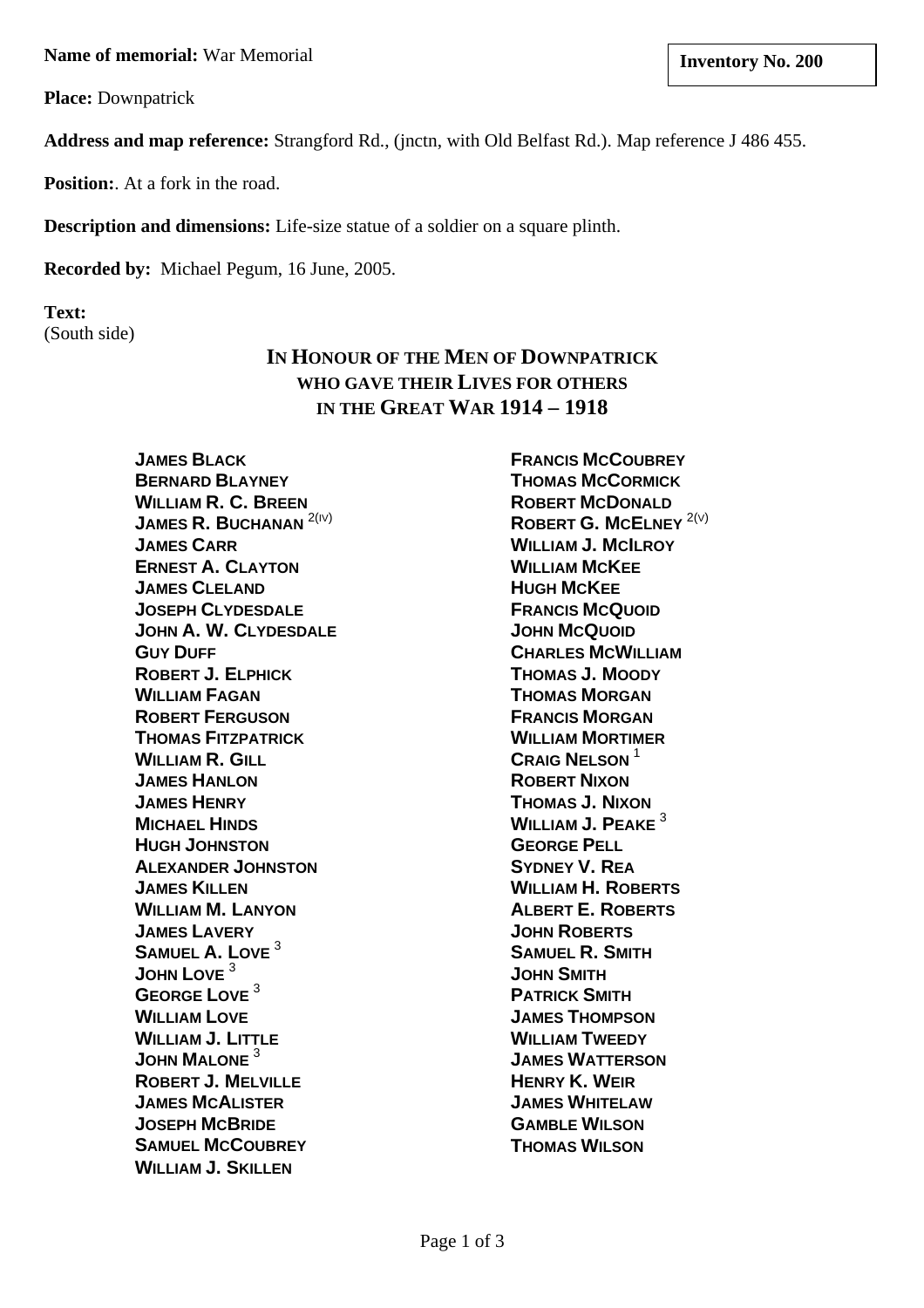**Name of memorial:** War Memorial

**Inventory No. 200**

**Place:** Downpatrick

**Address and map reference:** Strangford Rd., (jnctn, with Old Belfast Rd.). Map reference J 486 455.

**Position:**. At a fork in the road.

**Description and dimensions:** Life-size statue of a soldier on a square plinth.

**Recorded by:** Michael Pegum, 16 June, 2005.

**Text:**
(South side)

**IN HONOUR OF THE MEN OF DOWNPATRICK
WHO GAVE THEIR LIVES FOR OTHERS
IN THE GREAT WAR 1914 – 1918**

**JAMES BLACK**
**BERNARD BLAYNEY**
**WILLIAM R. C. BREEN**
**JAMES R. BUCHANAN** [2(IV)]
**JAMES CARR**
**ERNEST A. CLAYTON**
**JAMES CLELAND**
**JOSEPH CLYDESDALE**
**JOHN A. W. CLYDESDALE**
**GUY DUFF**
**ROBERT J. ELPHICK**
**WILLIAM FAGAN**
**ROBERT FERGUSON**
**THOMAS FITZPATRICK**
**WILLIAM R. GILL**
**JAMES HANLON**
**JAMES HENRY**
**MICHAEL HINDS**
**HUGH JOHNSTON**
**ALEXANDER JOHNSTON**
**JAMES KILLEN**
**WILLIAM M. LANYON**
**JAMES LAVERY**
**SAMUEL A. LOVE** [3]
**JOHN LOVE** [3]
**GEORGE LOVE** [3]
**WILLIAM LOVE**
**WILLIAM J. LITTLE**
**JOHN MALONE** [3]
**ROBERT J. MELVILLE**
**JAMES MCALISTER**
**JOSEPH MCBRIDE**
**SAMUEL MCCOUBREY**
**WILLIAM J. SKILLEN**

**FRANCIS MCCOUBREY**
**THOMAS MCCORMICK**
**ROBERT MCDONALD**
**ROBERT G. MCELNEY** [2(V)]
**WILLIAM J. MCILROY**
**WILLIAM MCKEE**
**HUGH MCKEE**
**FRANCIS MCQUOID**
**JOHN MCQUOID**
**CHARLES MCWILLIAM**
**THOMAS J. MOODY**
**THOMAS MORGAN**
**FRANCIS MORGAN**
**WILLIAM MORTIMER**
**CRAIG NELSON** [1]
**ROBERT NIXON**
**THOMAS J. NIXON**
**WILLIAM J. PEAKE** [3]
**GEORGE PELL**
**SYDNEY V. REA**
**WILLIAM H. ROBERTS**
**ALBERT E. ROBERTS**
**JOHN ROBERTS**
**SAMUEL R. SMITH**
**JOHN SMITH**
**PATRICK SMITH**
**JAMES THOMPSON**
**WILLIAM TWEEDY**
**JAMES WATTERSON**
**HENRY K. WEIR**
**JAMES WHITELAW**
**GAMBLE WILSON**
**THOMAS WILSON**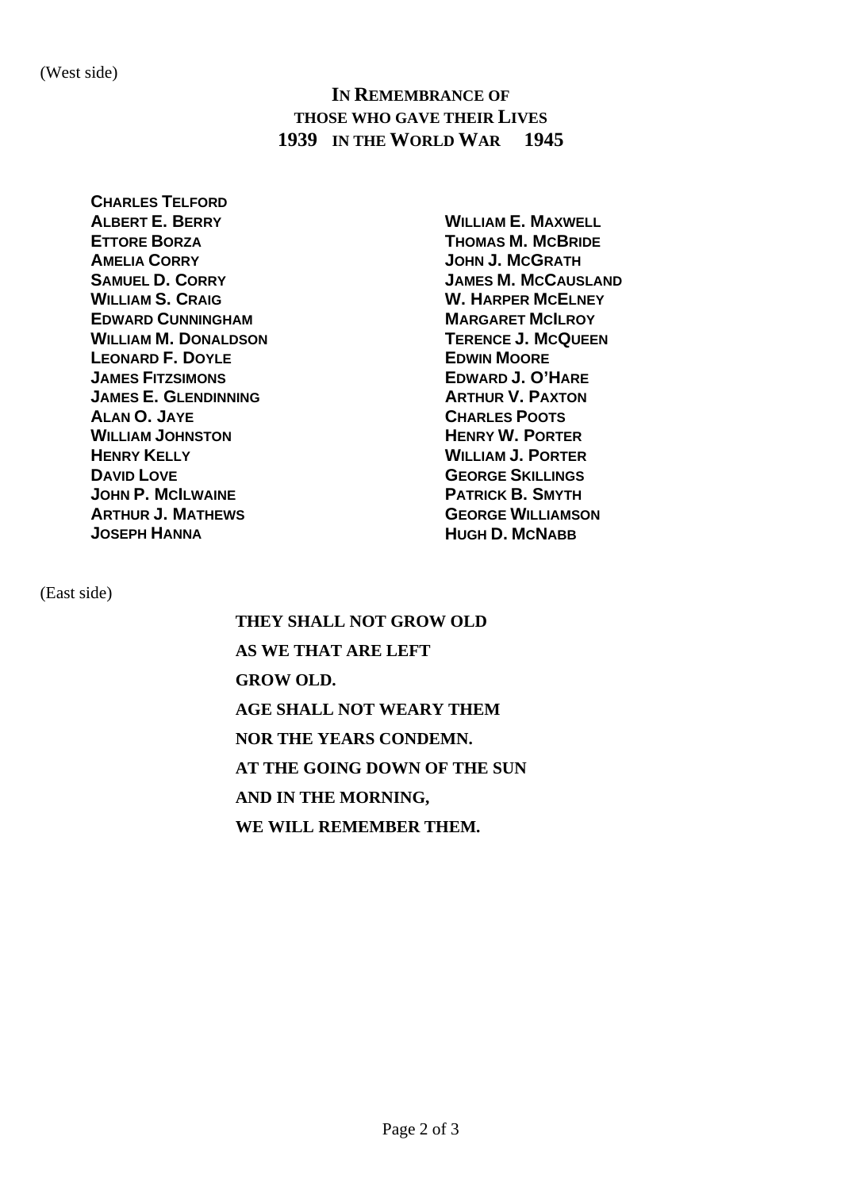(West side)

**IN REMEMBRANCE OF**
**THOSE WHO GAVE THEIR LIVES**
**1939 IN THE WORLD WAR 1945**

**CHARLES TELFORD**
**ALBERT E. BERRY**
**ETTORE BORZA**
**AMELIA CORRY**
**SAMUEL D. CORRY**
**WILLIAM S. CRAIG**
**EDWARD CUNNINGHAM**
**WILLIAM M. DONALDSON**
**LEONARD F. DOYLE**
**JAMES FITZSIMONS**
**JAMES E. GLENDINNING**
**ALAN O. JAYE**
**WILLIAM JOHNSTON**
**HENRY KELLY**
**DAVID LOVE**
**JOHN P. MCILWAINE**
**ARTHUR J. MATHEWS**
**JOSEPH HANNA**

**WILLIAM E. MAXWELL**
**THOMAS M. MCBRIDE**
**JOHN J. MCGRATH**
**JAMES M. MCCAUSLAND**
**W. HARPER MCELNEY**
**MARGARET MCILROY**
**TERENCE J. MCQUEEN**
**EDWIN MOORE**
**EDWARD J. O'HARE**
**ARTHUR V. PAXTON**
**CHARLES POOTS**
**HENRY W. PORTER**
**WILLIAM J. PORTER**
**GEORGE SKILLINGS**
**PATRICK B. SMYTH**
**GEORGE WILLIAMSON**
**HUGH D. MCNABB**

(East side)

**THEY SHALL NOT GROW OLD**
**AS WE THAT ARE LEFT**
**GROW OLD.**
**AGE SHALL NOT WEARY THEM**
**NOR THE YEARS CONDEMN.**
**AT THE GOING DOWN OF THE SUN**
**AND IN THE MORNING,**
**WE WILL REMEMBER THEM.**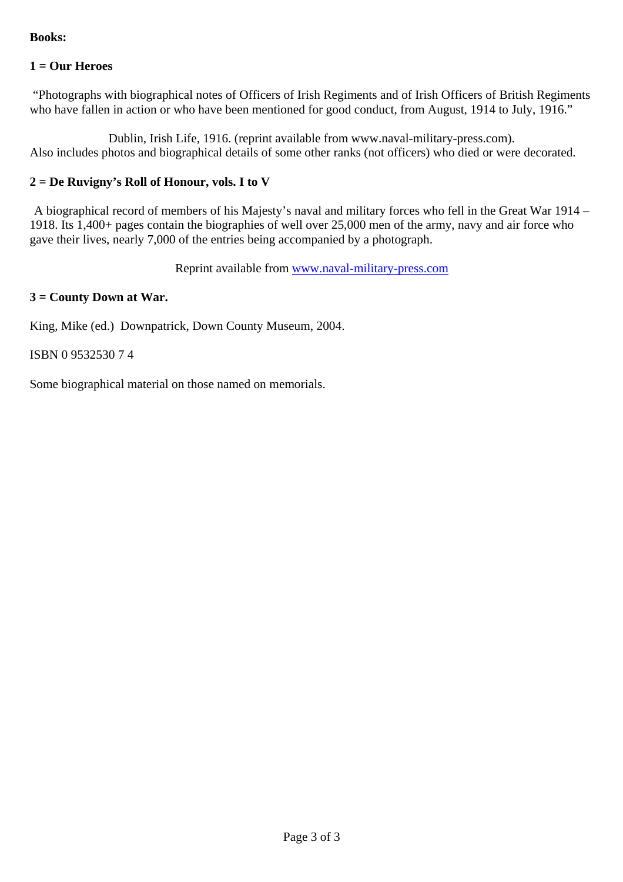**Books:**

**1 = Our Heroes**

"Photographs with biographical notes of Officers of Irish Regiments and of Irish Officers of British Regiments who have fallen in action or who have been mentioned for good conduct, from August, 1914 to July, 1916."

Dublin, Irish Life, 1916. (reprint available from www.naval-military-press.com).
Also includes photos and biographical details of some other ranks (not officers) who died or were decorated.

**2 = De Ruvigny's Roll of Honour, vols. I to V**

A biographical record of members of his Majesty's naval and military forces who fell in the Great War 1914 – 1918. Its 1,400+ pages contain the biographies of well over 25,000 men of the army, navy and air force who gave their lives, nearly 7,000 of the entries being accompanied by a photograph.

Reprint available from www.naval-military-press.com

**3 = County Down at War.**

King, Mike (ed.) Downpatrick, Down County Museum, 2004.

ISBN 0 9532530 7 4

Some biographical material on those named on memorials.